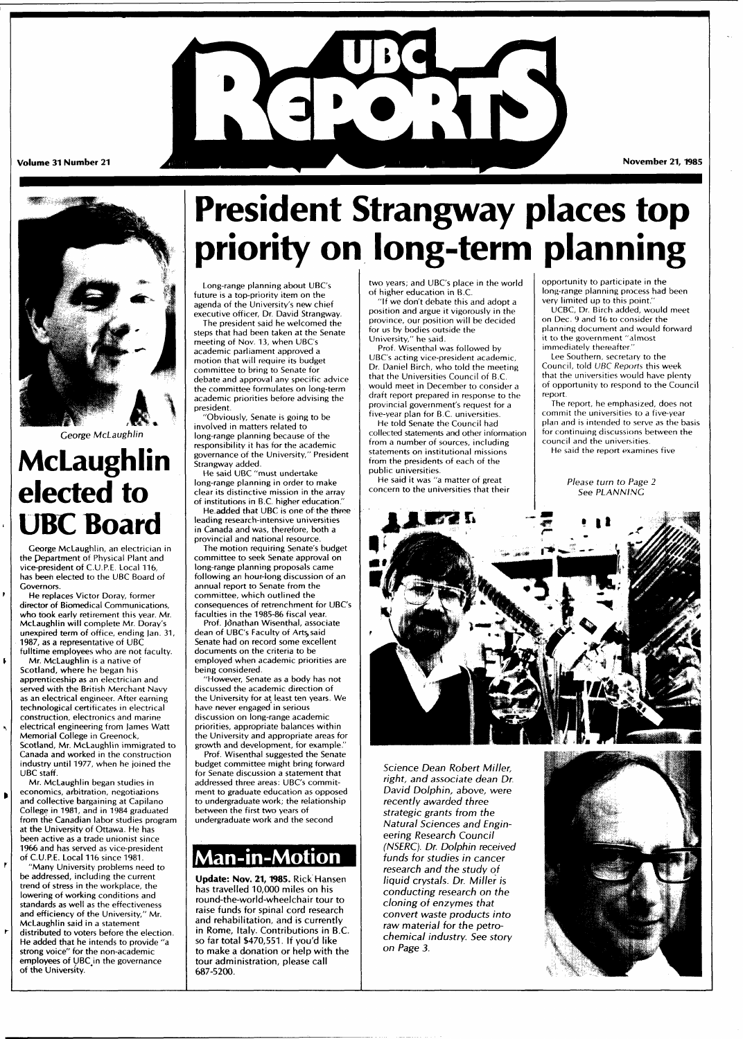# UBC Reports

Volume 31 Number 21

November 21, 1985

# President Strangway places top priority on long-term planning

Long-range planning about UBC's future is a top-priority item on the agenda of the University's new chief executive officer, Dr. David Strangway.

The president said he welcomed the steps that had been taken at the Senate meeting of Nov. 13, when UBC's academic parliament approved a motion that will require its budget committee to bring to Senate for debate and approval any specific advice the committee formulates on long-term academic priorities before advising the president.

"Obviously, Senate is going to be involved in matters related to long-range planning because of the responsibility it has for the academic governance of the University," President Strangway added.

He said UBC "must undertake long-range planning in order to make clear its distinctive mission in the array of institutions in B.C. higher education."

He added that UBC is one of the three leading research-intensive universities in Canada and was, therefore, both a provincial and national resource.

The motion requiring Senate's budget committee to seek Senate approval on long-range planning proposals came following an hour-long discussion of an annual report to Senate from the committee, which outlined the consequences of retrenchment for UBC's faculties in the 1985-86 fiscal year.

Prof. Jonathan Wisenthal, associate dean of UBC's Faculty of Arts, said Senate had on record some excellent documents on the criteria to be employed when academic priorities are being considered.

"However, Senate as a body has not discussed the academic direction of the University for at least ten years. We have never engaged in serious discussion on long-range academic priorities, appropriate balances within the University and appropriate areas for growth and development, for example."

Prof. Wisenthal suggested the Senate budget committee might bring forward for Senate discussion a statement that addressed three areas: UBC's commitment to graduate education as opposed to undergraduate work; the relationship between the first two years of undergraduate work and the second two years; and UBC's place in the world of higher education in B.C.

"If we don't debate this and adopt a position and argue it vigorously in the province, our position will be decided for us by bodies outside the University," he said.

Prof. Wisenthal was followed by UBC's acting vice-president academic, Dr. Daniel Birch, who told the meeting that the Universities Council of B.C. would meet in December to consider a draft report prepared in response to the provincial government's request for a five-year plan for B.C. universities.

He told Senate the Council had collected statements and other information from a number of sources, including statements on institutional missions from the presidents of each of the public universities.

He said it was "a matter of great concern to the universities that their opportunity to participate in the long-range planning process had been very limited up to this point."

UCBC, Dr. Birch added, would meet on Dec. 9 and 16 to consider the planning document and would forward it to the government "almost immediately thereafter."

Lee Southern, secretary to the Council, told *UBC Reports* this week that the universities would have plenty of opportunity to respond to the Council report.

The report, he emphasized, does not commit the universities to a five-year plan and is intended to serve as the basis for continuing discussions between the council and the universities.

He said the report examines five

*Please turn to Page 2*
*See PLANNING*

*George McLaughlin*

# McLaughlin elected to UBC Board

George McLaughlin, an electrician in the Department of Physical Plant and vice-president of C.U.P.E. Local 116, has been elected to the UBC Board of Governors.

He replaces Victor Doray, former director of Biomedical Communications, who took early retirement this year. Mr. McLaughlin will complete Mr. Doray's unexpired term of office, ending Jan. 31, 1987, as a representative of UBC fulltime employees who are not faculty.

Mr. McLaughlin is a native of Scotland, where he began his apprenticeship as an electrician and served with the British Merchant Navy as an electrical engineer. After earning technological certificates in electrical construction, electronics and marine electrical engineering from James Watt Memorial College in Greenock, Scotland, Mr. McLaughlin immigrated to Canada and worked in the construction industry until 1977, when he joined the UBC staff.

Mr. McLaughlin began studies in economics, arbitration, negotiations and collective bargaining at Capilano College in 1981, and in 1984 graduated from the Canadian labor studies program at the University of Ottawa. He has been active as a trade unionist since 1966 and has served as vice-president of C.U.P.E. Local 116 since 1981.

"Many University problems need to be addressed, including the current trend of stress in the workplace, the lowering of working conditions and standards as well as the effectiveness and efficiency of the University," Mr. McLaughlin said in a statement distributed to voters before the election. He added that he intends to provide "a strong voice" for the non-academic employees of UBC in the governance of the University.

## Man-in-Motion

**Update: Nov. 21, 1985.** Rick Hansen has travelled 10,000 miles on his round-the-world-wheelchair tour to raise funds for spinal cord research and rehabilitation, and is currently in Rome, Italy. Contributions in B.C. so far total $470,551. If you'd like to make a donation or help with the tour administration, please call 687-5200.

*Science Dean Robert Miller, right, and associate dean Dr. David Dolphin, above, were recently awarded three strategic grants from the Natural Sciences and Engineering Research Council (NSERC). Dr. Dolphin received funds for studies in cancer research and the study of liquid crystals. Dr. Miller is conducting research on the cloning of enzymes that convert waste products into raw material for the petrochemical industry. See story on Page 3.*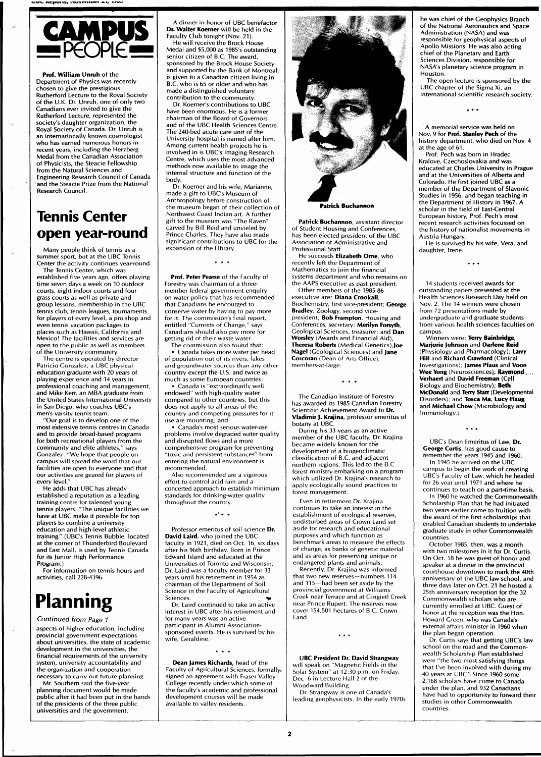# CAMPUS PEOPLE

**Prof. William Unruh** of the Department of Physics was recently chosen to give the prestigious Rutherford Lecture to the Royal Society of the U.K. Dr. Unruh, one of only two Canadians ever invited to give the Rutherford Lecture, represented the society's daughter organization, the Royal Society of Canada. Dr. Unruh is an internationally known cosmologist who has earned numerous honors in recent years, including the Herzberg Medal from the Canadian Association of Physicists, the Steacie Fellowship from the Natural Sciences and Engineering Research Council of Canada and the Steacie Prize from the National Research Council.

# Tennis Center open year-round

Many people think of tennis as a summer sport, but at the UBC Tennis Center the activity continues year-round.

The Tennis Center, which was established five years ago, offers playing time seven days a week on 10 outdoor courts, eight indoor courts and four grass courts as well as private and group lessons, membership in the UBC tennis club, tennis leagues, tournaments for players of every level, a pro shop and even tennis vacation packages to places such as Hawaii, California and Mexico! The facilities and services are open to the public as well as members of the University community.

The centre is operated by director Patricio Gonzalez, a UBC physical education graduate with 20 years of playing experience and 14 years in professional coaching and management, and Mike Kerr, an MBA graduate from the United States International University in San Diego, who coaches UBC's men's varsity tennis team.

"Our goal is to develop one of the most extensive tennis centres in Canada and to provide broad-based programs for both recreational players from the community and elite athletes," says Gonzalez. "We hope that people on campus will spread the word that our facilities are open to everyone and that our activities are geared for players of every level."

He adds that UBC has already established a reputation as a leading training centre for talented young tennis players. "The unique facilities we have at UBC make it possible for top players to combine a university education and high-level athletic training." (UBC's Tennis Bubble, located at the corner of Thunderbird Boulevard and East Mall, is used by Tennis Canada for its Junior High Performance Program.)

For information on tennis hours and activities, call 228-4396.

# Planning

*Continued from Page 1*

aspects of higher education, including provincial government expectations about universities, the state of academic development in the universities, the financial requirements of the university system, university accountability and the organization and cooperation necessary to carry out future planning.

Mr. Southern said the five-year planning document would be made public after it had been put in the hands of the presidents of the three public universities and the government.

A dinner in honor of UBC benefactor **Dr. Walter Koerner** will be held in the Faculty Club tonight (Nov. 21).

He will receive the Brock House Medal and $5,000 as 1985's outstanding senior citizen of B.C. The award, sponsored by the Brock House Society and supported by the Bank of Montreal, is given to a Canadian citizen living in B.C. who is 65 or older and who has made a distinguished voluntary contribution to the community.

Dr. Koerner's contributions to UBC have been enormous. He is a former chairman of the Board of Governors and of the UBC Health Sciences Centre. The 240-bed acute care unit of the University hospital is named after him. Among current health projects he is involved in is UBC's Imaging Research Centre, which uses the most advanced methods now available to image the internal structure and function of the body.

Dr. Koerner and his wife, Marianne, made a gift to UBC's Museum of Anthropology before construction of the museum began of their collection of Northwest Coast Indian art. A further gift to the museum was "The Raven" carved by Bill Reid and unveiled by Prince Charles. They have also made significant contributions to UBC for the expansion of the Library.

\* \* \*

**Prof. Peter Pearse** of the Faculty of Forestry was chairman of a three-member federal government enquiry on water policy that has recommended that Canadians be encouraged to conserve water by having to pay more for it. The commission's final report, entitled "Currents of Change," says Canadians should also pay more for getting rid of their waste water.

The commission also found that:

- Canada takes more water per head of population out of its rivers, lakes and groundwater sources than any other country except the U.S. and twice as much as some European countries;
- Canada is "extraordinarily well endowed" with high-quality water compared to other countries, but this does not apply to all areas of the country and competing pressures for it use are mounting; and
- Canada's most serious water-use problems involve degraded water quality and disrupted flows and a more comprehensive program for preventing "toxic and persistent substances" from entering the natural environment is recommended.

Also recommended are a vigorous effort to control acid rain and a concerted approach to establish minimum standards for drinking-water quality throughout the country.

\* \* \*

Professor emeritus of soil science **Dr. David Laird**, who joined the UBC faculty in 1921, died on Oct. 16, six days after his 96th birthday. Born in Prince Edward Island and educated at the Universities of Toronto and Wisconsin, Dr. Laird was a faculty member for 33 years until his retirement in 1954 as chairman of the Department of Soil Science in the Faculty of Agricultural Sciences.

Dr. Laird continued to take an active interest in UBC after his retirement and for many years was an active participant in Alumni Association-sponsored events. He is survived by his wife, Geraldine.

\* \* \*

**Dean James Richards**, head of the Faculty of Agricultural Sciences, formally signed an agreement with Fraser Valley College recently under which some of the faculty's academic and professional development courses will be made available to valley residents.

**Patrick Buchannon**

**Patrick Buchannon**, assistant director of Student Housing and Conferences, has been elected president of the UBC Association of Administrative and Professional Staff.

He succeeds **Elizabeth Orne**, who recently left the Department of Mathematics to join the financial systems department and who remains on the AAPS executive as past president.

Other members of the 1985-86 executive are: **Diana Crookall**, Biochemistry, first vice-president; **George Bradley**, Zoology, second vice-president; **Bob Frampton**, Housing and Conferences, secretary; **Merilyn Forsyth**, Geological Sciences, treasurer; and **Dan Worsley** (Awards and Financial Aid), **Theresa Roberts** (Medical Genetics), **Joe Nagel** (Geological Sciences) and **Jane Corcoran** (Dean of Arts Office), members-at-large.

\* \* \*

The Canadian Institute of Forestry has awarded its 1985 Canadian Forestry Scientific Achievement Award to **Dr. Vladimir J. Krajina**, professor emeritus of botany at UBC.

During his 33 years as an active member of the UBC faculty, Dr. Krajina became widely known for the development of a biogeoclimatic classification of B.C. and adjacent northern regions. This led to the B.C. forest ministry embarking on a program which utilized Dr. Krajina's research to apply ecologically sound practices to forest management.

Even in retirement Dr. Krajina continues to take an interest in the establishment of ecological reserves, undisturbed areas of Crown Land set aside for research and educational purposes and which function as benchmark areas to measure the effects of change, as banks of genetic material and as areas for preserving unique or endangered plants and animals.

Recently, Dr. Krajina was informed that two new reserves—numbers 114 and 115—had been set aside by the provincial government at Williams Creek near Terrace and at Gingietl Creek near Prince Rupert. The reserves now cover 154,501 hectares of B.C. Crown Land.

\* \* \*

**UBC President Dr. David Strangway** will speak on "Magnetic Fields in the Solar System" at 12:30 p.m. on Friday, Dec. 6 in Lecture Hall 2 of the Woodward Building.

Dr. Strangway is one of Canada's leading geophysicists. In the early 1970s he was chief of the Geophysics Branch of the National Aeronautics and Space Administration (NASA) and was responsible for geophysical aspects of Apollo Missions. He was also acting chief of the Planetary and Earth Sciences Division, responsible for NASA's planetary science program in Houston.

The open lecture is sponsored by the UBC chapter of the Sigma Xi, an international scientific research society.

\* \* \*

A memorial service was held on Nov. 9 for **Prof. Stanley Pech** of the history department, who died on Nov. 4 at the age of 61.

Prof. Pech was born in Hradec Kralove, Czechoslovakia and was educated at Charles University in Prague and at the Universities of Alberta and Colorado. He first joined UBC as a member of the Department of Slavonic Studies in 1956, and began teaching in the Department of History in 1967. A scholar in the field of East-Central European history, Prof. Pech's most recent research activities focussed on the history of nationalist movements in Austria-Hungary.

He is survived by his wife, Vera, and daughter, Irene.

\* \* \*

14 students received awards for outstanding papers presented at the Health Sciences Research Day held on Nov. 2. The 14 winners were chosen from 72 presentations made by undergraduate and graduate students from various health sciences faculties on campus.

Winners were: **Terry Bainbridge**, **Marjorie Johnson** and **Darlene Reid** (Physiology and Pharmacology); **Larry Hill** and **Richard Crawford** (Clinical Investigations); **James Pfaus** and **Voon Wee Yong** (Neurosciences); **Raymond Verhaert** and **David Freeman** (Cell Biology and Biochemistry); **Beth McDonald** and **Terry Starr** (Developmental Disorders); and **Tosca Ma**, **Lucy Haug** and **Michael Chow** (Microbiology and Immunology.)

\* \* \*

UBC's Dean Emeritus of Law, **Dr. George Curtis**, has good cause to remember the years 1945 and 1960.

In 1945 he arrived on the UBC campus to begin the work of creating UBC's Faculty of Law, which he headed for 26 year until 1971 and where he continues to teach on a part-time basis.

In 1960 he watched the Commonwealth Scholarship Plan that he had initiated two years earlier come to fruition with the award of the first scholarships that enabled Canadian students to undertake graduate study in other Commonwealth countries.

October 1985, then, was a month with two milestones in it for Dr. Curtis. On Oct. 18 he was guest of honor and speaker at a dinner in the provincial courthouse downtown to mark the 40th anniversary of the UBC law school, and three days later on Oct. 21 he hosted a 25th anniversary reception for the 32 Commonwealth scholars who are currently enrolled at UBC. Guest of honor at the reception was the Hon. Howard Green, who was Canada's external affairs minister in 1960 when the plan began operation.

Dr. Curtis says that getting UBC's law school on the road and the Commonwealth Scholarship Plan established were "the two most satisfying things that I've been involved with during my 40 years at UBC." Since 1960 some 2,168 scholars have come to Canada under the plan, and 932 Canadians have had to opportunity to forward their studies in other Commonwealth countries.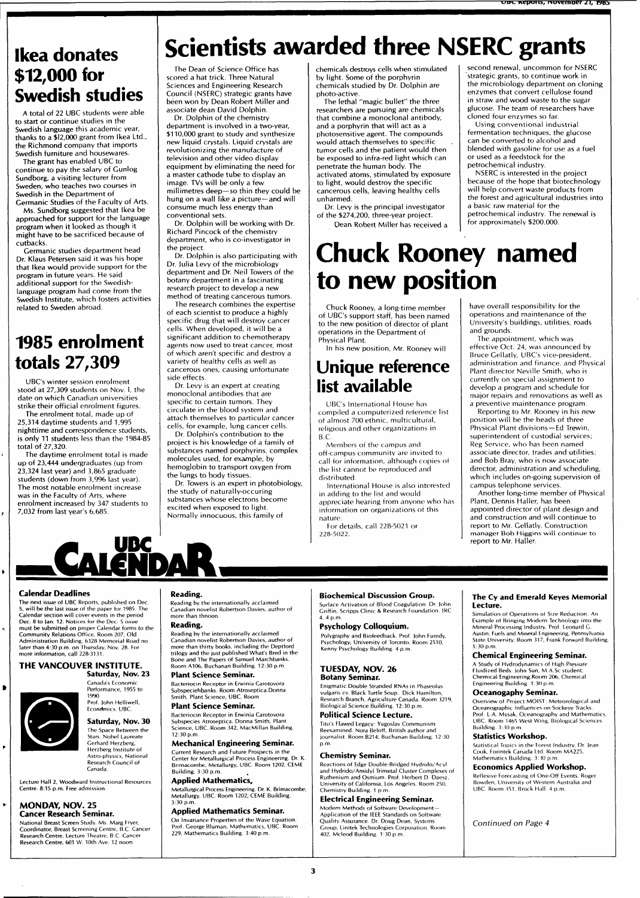# Ikea donates $12,000 for Swedish studies

A total of 22 UBC students were able to start or continue studies in the Swedish language this academic year, thanks to a $12,000 grant from Ikea Ltd., the Richmond company that imports Swedish furniture and housewares.

The grant has enabled UBC to continue to pay the salary of Gunlog Sundborg, a visiting lecturer from Sweden, who teaches two courses in Swedish in the Department of Germanic Studies of the Faculty of Arts.

Ms. Sundborg suggested that Ikea be approached for support for the language program when it looked as though it might have to be sacrificed because of cutbacks.

Germanic studies department head Dr. Klaus Petersen said it was his hope that Ikea would provide support for the program in future years. He said additional support for the Swedish-language program had come from the Swedish Institute, which fosters activities related to Sweden abroad.

# 1985 enrolment totals 27,309

UBC's winter session enrolment stood at 27,309 students on Nov. 1, the date on which Canadian universities strike their official enrolment figures.

The enrolment total, made up of 25,314 daytime students and 1,995 nighttime and correspondence students, is only 11 students less than the 1984-85 total of 27,320.

The daytime enrolment total is made up of 23,444 undergraduates (up from 23,324 last year) and 3,865 graduate students (down from 3,996 last year). The most notable enrolment increase was in the Faculty of Arts, where enrolment increased by 347 students to 7,032 from last year's 6,685.

# Scientists awarded three NSERC grants

The Dean of Science Office has scored a hat trick. Three Natural Sciences and Engineering Research Council (NSERC) strategic grants have been won by Dean Robert Miller and associate dean David Dolphin.

Dr. Dolphin of the chemistry department is involved in a two-year, $110,000 grant to study and synthesize new liquid crystals. Liquid crystals are revolutionizing the manufacture of television and other video display equipment by eliminating the need for a master cathode tube to display an image. TVs will be only a few millimetres deep—so thin they could be hung on a wall like a picture—and will consume much less energy than conventional sets.

Dr. Dolphin will be working with Dr. Richard Pincock of the chemistry department, who is co-investigator in the project.

Dr. Dolphin is also participating with Dr. Julia Levy of the microbiology department and Dr. Neil Towers of the botany department in a fascinating research project to develop a new method of treating cancerous tumors.

The research combines the expertise of each scientist to produce a highly specific drug that will destroy cancer cells. When developed, it will be a significant addition to chemotherapy agents now used to treat cancer, most of which aren't specific and destroy a variety of healthy cells as well as cancerous ones, causing unfortunate side effects.

Dr. Levy is an expert at creating monoclonal antibodies that are specific to certain tumors. They circulate in the blood system and attach themselves to particular cancer cells, for example, lung cancer cells.

Dr. Dolphin's contribution to the project is his knowledge of a family of substances named porphyrins, complex molecules used, for example, by hemoglobin to transport oxygen from the lungs to body tissues.

Dr. Towers is an expert in photobiology, the study of naturally-occuring substances whose electrons become excited when exposed to light. Normally innocuous, this family of chemicals destroys cells when stimulated by light. Some of the porphyrin chemicals studied by Dr. Dolphin are photo-active.

The lethal "magic bullet" the three researchers are pursuing are chemicals that combine a monoclonal antibody, and a porphyrin that will act as a photosensitive agent. The compounds would attach themselves to specific tumor cells and the patient would then be exposed to infra-red light which can penetrate the human body. The activated atoms, stimulated by exposure to light, would destroy the specific cancerous cells, leaving healthy cells unharmed.

Dr. Levy is the principal investigator of the $274,200, three-year project.

Dean Robert Miller has received a second renewal, uncommon for NSERC strategic grants, to continue work in the microbiology department on cloning enzymes that convert cellulose found in straw and wood waste to the sugar glucose. The team of researchers have cloned four enzymes so far.

Using conventional industrial fermentation techniques, the glucose can be converted to alcohol and blended with gasoline for use as a fuel or used as a feedstock for the petrochemical industry.

NSERC is interested in the project because of the hope that biotechnology will help convert waste products from the forest and agricultural industries into a basic raw material for the petrochemical industry. The renewal is for approximately $200,000.

# Chuck Rooney named to new position

Chuck Rooney, a long-time member of UBC's support staff, has been named to the new position of director of plant operations in the Department of Physical Plant.

In his new position, Mr. Rooney will have overall responsibility for the operations and maintenance of the University's buildings, utilities, roads and grounds.

The appointment, which was effective Oct. 24, was announced by Bruce Gellatly, UBC's vice-president, administration and finance, and Physical Plant director Neville Smith, who is currently on special assignment to develop a program and schedule for major repairs and renovations as well as a preventive maintenance program.

Reporting to Mr. Rooney in his new position will be the heads of three Physical Plant divisions—Ed Trewin, superintendent of custodial services; Reg Service, who has been named associate director, trades and utilities; and Bob Bray, who is now associate director, administration and scheduling, which includes on-going supervision of campus telephone services.

Another long-time member of Physical Plant, Dennis Haller, has been appointed director of plant design and and construction and will continue to report to Mr. Gellatly. Construction manager Bob Higgins will continue to report to Mr. Haller.

# Unique reference list available

UBC's International House has compiled a computerized reference list of almost 700 ethnic, multicultural, religious and other organizations in B.C.

Members of the campus and off-campus community are invited to call for information, although copies of the list cannot be reproduced and distributed.

International House is also interested in adding to the list and would appreciate hearing from anyone who has information on organizations of this nature.

For details, call 228-5021 or 228-5022.

# UBC CALENDAR

### Calendar Deadlines

The next issue of UBC Reports, published on Dec. 5, will be the last issue of the paper for 1985. The Calendar section will cover events in the period Dec. 8 to Jan. 12. Notices for the Dec. 5 issue must be submitted on proper Calendar forms to the Community Relations Office, Room 207, Old Administration Building, 6328 Memorial Road no later than 4:30 p.m. on Thursday, Nov. 28. For more information, call 228-3131.

### THE VANCOUVER INSTITUTE.

**Saturday, Nov. 23**

Canada's Economic Performance, 1955 to 1990. Prof. John Helliwell, Economics, UBC.

**Saturday, Nov. 30**

The Space Between the Stars. Nobel Laureate Gerhard Herzberg, Herzberg Institute of Astro-physics, National Research Council of Canada.

Lecture Hall 2, Woodward Instructional Resources Centre. 8:15 p.m. Free admission.

### MONDAY, NOV. 25

**Cancer Research Seminar.**
National Breast Screen Study. Ms. Marg Fryer, Coordinator, Breast Screening Centre, B.C. Cancer Research Centre. Lecture Theatre, B.C. Cancer Research Centre, 601 W. 10th Ave. 12 noon.

**Reading.**
Reading by the internationally acclaimed Canadian novelist Robertson Davies, author of more than thnoon.

**Reading.**
Reading by the internationally acclaimed Canadian novelist Robertson Davies, author of more than thirty books, including the Deptford trilogy and the just published What's Bred in the Bone and The Papers of Samuel Marchbanks. Room A106, Buchanan Building. 12:30 p.m.

**Plant Science Seminar.**
Bacteriocin Receptor in Erwinia Carotovora Subspeciehbanks. Room Atroseptica.Donna Smith, Plant Science, UBC. Room

**Plant Science Seminar.**
Bacteriocin Receptor in Erwinia Carotovora Subspecies Atroseptica. Donna Smith, Plant Science, UBC. Room 342, MacMillan Building. 12:30 p.m.

**Mechanical Engineering Seminar.**
Current Research and Future Prospects in the Center for Metallurgical Process Engineering. Dr. K. Brimacombe, Metallurgy, UBC. Room 1202, CEME Building. 3:30 p.m.

**Applied Mathematics.**
Metallurgical Process Engineering. Dr. K. Brimacombe, Metallurgy, UBC. Room 1202, CEME Building. 3:30 p.m.

**Applied Mathematics Seminar.**
On Invariance Properties of the Wave Equation. Prof. George Bluman, Mathematics, UBC. Room 229, Mathematics Building. 3:40 p.m.

**Biochemical Discussion Group.**
Surface Activation of Blood Coagulation. Dr. John Griffin, Scripps Clinic & Research Foundation. IRC 4. 4 p.m.

**Psychology Colloquium.**
Polygraphy and Biofeedback. Prof. John Furedy, Psychology, University of Toronto. Room 2510, Kenny Psychology Building. 4 p.m.

### TUESDAY, NOV. 26

**Botany Seminar.**
Enigmatic Double Stranded RNAs in Phaseolus vulgaris cv. Black Turtle Soup. Dick Hamilton, Research Branch, Agriculture Canada. Room 3219, Biological Science Building. 12:30 p.m.

**Political Science Lecture.**
Tito's Flawed Legacy: Yugoslav Communism Reexamined. Nora Beloff, British author and journalist. Room B214, Buchanan Building. 12:30 p.m.

**Chemistry Seminar.**
Reactions of Edge Double-Bridged Hydrido/Acyl and Hydrido/Amidyl Trimetal Cluster Complexes of Ruthenium and Osmium. Prof. Herbert D. Daesz, University of California, Los Angeles. Room 250, Chemistry Building. 1 p.m.

**Electrical Engineering Seminar.**
Modern Methods of Software Development—Application of the IEEE Standards on Software Quality Assurance. Dr. Doug Dean, Systems Group, Linitek Technologies Corporation. Room 402, Mcleod Building. 1:30 p.m.

**The Cy and Emerald Keyes Memorial Lecture.**
Simulation of Operations of Size Reduction: An Example of Bringing Modern Technology into the Mineral Processing Industry. Prof. Leonard G. Austin, Fuels and Mineral Engineering, Pennsylvania State University. Room 317, Frank Forward Building. 1:30 p.m.

**Chemical Engineering Seminar.**
A Study of Hydrodynamics of High Pressure Fluidized Beds. John Sun, M.A.Sc student, Chemical Engineering.Room 206, Chemical Engineering Building. 1:30 p.m.

**Oceanogaphy Seminar.**
Overview of Project MOIST: Meteorological and Oceanographic Influences on Sockeye Tracks. Prof. L.A. Mysak, Oceanography and Mathematics, UBC. Room 1465 West Wing, Biological Sciences Building. 3:30 p.m.

**Statistics Workshop.**
Statistical Topics in the Forest Industry. Dr. Jean Cook, Forintek Canada Ltd. Room MA225, Mathematics Building. 3:30 p.m.

**Economics Applied Workshop.**
Reflexive Forecasting of One-Off Events. Roger Bowden, University of Western Australia and UBC. Room 351, Brock Hall. 4 p.m.

*Continued on Page 4*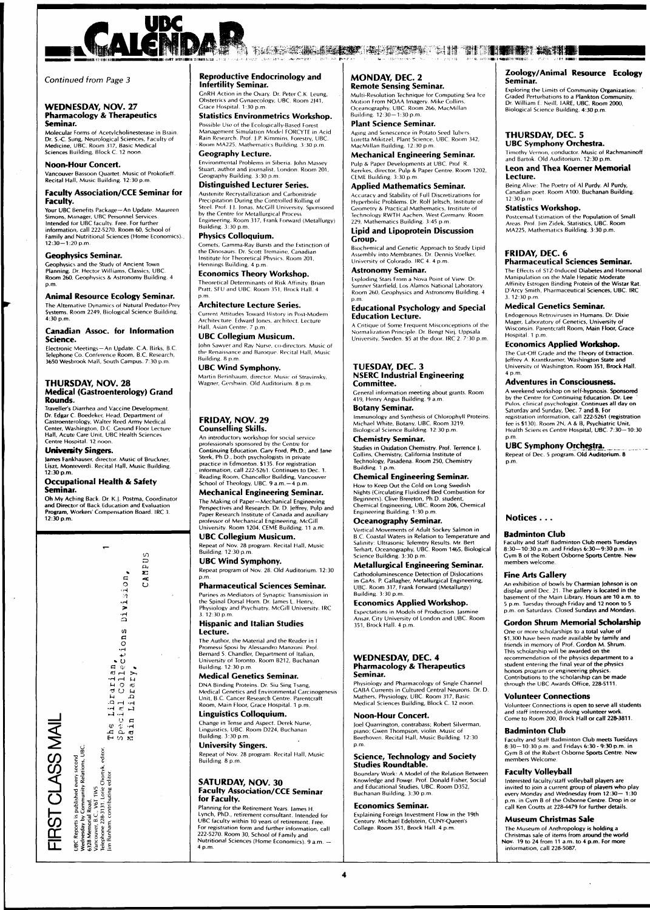# UBC CALENDAR

*Continued from Page 3*

## WEDNESDAY, NOV. 27

### Pharmacology & Therapeutics Seminar.

Molecular Forms of Acetylcholinesterase in Brain. Dr. S.-C. Sung, Neurological Sciences, Faculty of Medicine, UBC. Room 317, Basic Medical Sciences Building, Block C. 12 noon.

### Noon-Hour Concert.

Vancouver Bassoon Quartet. Music of Prokofieff. Recital Hall, Music Building. 12:30 p.m.

### Faculty Association/CCE Seminar for Faculty.

Your UBC Benefits Package—An Update. Maureen Simons, Manager, UBC Personnel Services. Intended for UBC faculty. Free. For further information, call 222-5270. Room 60, School of Family and Nutritional Sciences (Home Economics). 12:30—1:20 p.m.

### Geophysics Seminar.

Geophysics and the Study of Ancient Town Planning. Dr. Hector Williams, Classics, UBC. Room 260, Geophysics & Astronomy Building. 4 p.m.

### Animal Resource Ecology Seminar.

The Alternative Dynamics of Natural Predator-Prey Systems. Room 2249, Biological Science Building. 4:30 p.m.

### Canadian Assoc. for Information Science.

Electronic Meetings—An Update. C.A. Birks, B.C. Telephone Co. Conference Room, B.C. Research, 3650 Wesbrook Mall, South Campus. 7:30 p.m.

## THURSDAY, NOV. 28

### Medical (Gastroenterology) Grand Rounds.

Traveller's Diarrhea and Vaccine Development. Dr. Edgar C. Boedeker, Head, Department of Gastroenterology, Walter Reed Army Medical Center, Washington, D.C. Ground Floor Lecture Hall, Acute Care Unit, UBC Health Sciences Centre Hospital. 12 noon.

### University Singers.

James Fankhauser, director. Music of Bruckner, Liszt, Monteverdi. Recital Hall, Music Building. 12:30 p.m.

### Occupational Health & Safety Seminar.

Oh My Aching Back. Dr. K.J. Postma, Coordinator and Director of Back Education and Evaluation Program, Workers' Compensation Board. IRC 3. 12:30 p.m.

### Reproductive Endocrinology and Infertility Seminar.

GnRH Action in the Ovary. Dr. Peter C.K. Leung, Obstetrics and Gynaecology, UBC. Room 2J41, Grace Hospital. 1:30 p.m.

### Statistics Environmetrics Workshop.

Possible Use of the Ecologically-Based Forest Management Simulation Model FORCYTE in Acid Rain Research. Prof. J.P. Kimmins, Forestry, UBC. Room MA225, Mathematics Building. 3:30 p.m.

### Geography Lecture.

Environmental Problems in Siberia. John Massey Stuart, author and journalist, London. Room 201, Geography Building. 3:30 p.m.

### Distinguished Lecturer Series.

Austenite Recrystallization and Carbonitride Precipitation During the Controlled Rolling of Steel. Prof. J.J. Jonas, McGill University. Sponsored by the Centre for Metallurgical Process Engineering. Room 317, Frank Forward (Metallurgy) Building. 3:30 p.m.

### Physics Colloquium.

Comets, Gamma-Ray Bursts and the Extinction of the Dinosaurs. Dr. Scott Tremaine, Canadian Institute for Theoretical Physics. Room 201, Hennings Building. 4 p.m.

### Economics Theory Workshop.

Theoretical Determinants of Risk Affinity. Brian Pratt, SFU and UBC. Room 351, Brock Hall. 4 p.m.

### Architecture Lecture Series.

Current Attitudes Toward History in Post-Modern Architecture. Edward Jones, architect. Lecture Hall, Asian Centre. 7 p.m.

### UBC Collegium Musicum.

John Sawyer and Ray Nurse, co-directors. Music of the Renaissance and Baroque. Recital Hall, Music Building. 8 p.m.

### UBC Wind Symphony.

Martin Berinbaum, director. Music of Stravinsky, Wagner, Gershwin. Old Auditorium. 8 p.m.

## FRIDAY, NOV. 29

### Counselling Skills.

An introductory workshop for social service professionals sponsored by the Centre for Continuing Education. Gary Ford, Ph.D., and Jane Sterk, Ph.D., both psychologists in private practice in Edmonton. $135. For registration information, call 222-5261. Continues to Dec. 1. Reading Room, Chancellor Building, Vancouver School of Theology, UBC. 9 a.m.—4 p.m.

### Mechanical Engineering Seminar.

The Making of Paper—Mechanical Engineering Perspectives and Research. Dr. D. Jeffrey, Pulp and Paper Research Institute of Canada and auxiliary professor of Mechanical Engineering, McGill University. Room 1204, CEME Building. 11 a.m.

### UBC Collegium Musicum.

Repeat of Nov. 28 program. Recital Hall, Music Building. 12:30 p.m.

### UBC Wind Symphony.

Repeat program of Nov. 28. Old Auditorium. 12:30 p.m.

### Pharmaceutical Sciences Seminar.

Purines as Mediators of Synaptic Transmission in the Spinal Dorsal Horn. Dr. James L. Henry, Physiology and Psychiatry, McGill University. IRC 3. 12:30 p.m.

### Hispanic and Italian Studies Lecture.

The Author, the Material and the Reader in I Promessi Sposi by Alessandro Manzoni. Prof. Bernard S. Chandler, Department of Italian, University of Toronto. Room B212, Buchanan Building. 12:30 p.m.

### Medical Genetics Seminar.

DNA Binding Proteins. Dr. Siu Sing Tsang, Medical Genetics and Environmental Carcinogenesis Unit, B.C. Cancer Research Centre. Parentcraft Room, Main Floor, Grace Hospital. 1 p.m.

### Linguistics Colloquium.

Change in Tense and Aspect. Derek Nurse, Linguistics, UBC. Room D224, Buchanan Building. 3:30 p.m.

### University Singers.

Repeat of Nov. 28 program. Recital Hall, Music Building. 8 p.m.

## SATURDAY, NOV. 30

### Faculty Association/CCE Seminar for Faculty.

Planning for the Retirement Years. James H. Lynch, PhD., retirement consultant. Intended for UBC faculty within 10 years of retirement. Free. For registration form and further information, call 222-5270. Room 30, School of Family and Nutritional Sciences (Home Economics). 9 a.m. — 4 p.m.

## MONDAY, DEC. 2

### Remote Sensing Seminar.

Multi-Resolution Technique for Computing Sea Ice Motion From NOAA Imagery. Mike Collins, Oceanography, UBC. Room 266, MacMillan Building. 12:30—1:30 p.m.

### Plant Science Seminar.

Aging and Senescence in Potato Seed Tubers. Loretta Mikitzel, Plant Science, UBC. Room 342, MacMillan Building. 12:30 p.m.

### Mechanical Engineering Seminar.

Pulp & Paper Developments at UBC. Prof. R. Kerekes, director, Pulp & Paper Centre. Room 1202, CEME Building. 3:30 p.m.

### Applied Mathematics Seminar.

Accuracy and Stability of Full Discretizations for Hyperbolic Problems. Dr. Rolf Jeltsch, Institute of Geometry & Practical Mathematics, Institute of Technology RWTH Aachen, West Germany. Room 229, Mathematics Building. 3:45 p.m.

### Lipid and Lipoprotein Discussion Group.

Biochemical and Genetic Approach to Study Lipid Assembly into Membranes. Dr. Dennis Voelker, University of Colorado. IRC 4. 4 p.m.

### Astronomy Seminar.

Exploding Stars From a Nova Point of View. Dr. Sumner Starrfield, Los Alamos National Laboratory. Room 260, Geophysics and Astronomy Building. 4 p.m.

### Educational Psychology and Special Education Lecture.

A Critique of Some Frequent Misconceptions of the Normalization Principle. Dr. Bengt Nirj, Uppsala University, Sweden. $5 at the door. IRC 2. 7:30 p.m.

## TUESDAY, DEC. 3

### NSERC Industrial Engineering Committee.

General information meeting about grants. Room 419, Henry Angus Building. 9 a.m.

### Botany Seminar.

Immunology and Synthesis of Chlorophyll Proteins. Michael White, Botany, UBC. Room 3219, Biological Science Building. 12:30 p.m.

### Chemistry Seminar.

Studies in Oxidation Chemistry. Prof. Terrence J. Collins, Chemistry, California Institute of Technology, Pasadena. Room 250, Chemistry Building. 1 p.m.

### Chemical Engineering Seminar.

How to Keep Out the Cold on Long Swedish Nights (Circulating Fluidized Bed Combustion for Beginners). Clive Brereton, Ph.D. student, Chemical Engineering, UBC. Room 206, Chemical Engineering Building. 1:30 p.m.

### Oceanography Seminar.

Vertical Movements of Adult Sockey Salmon in B.C. Coastal Waters in Relation to Temperature and Salinity: Ultrasonic Telemtry Results. Mr. Bert Terhart, Oceanography, UBC. Room 1465, Biological Science Building. 3:30 p.m.

### Metallurgical Engineering Seminar.

Cathodoluminescence Detection of Dislocations in GaAs. P. Gallagher, Metallurgical Engineering, UBC. Room 317, Frank Forward (Metallurgy) Building. 3:30 p.m.

### Economics Applied Workshop.

Expectations in Models of Production. Jasmine Ansar, City University of London and UBC. Room 351, Brock Hall. 4 p.m.

## WEDNESDAY, DEC. 4

### Pharmacology & Therapeutics Seminar.

Physiology and Pharmacology of Single Channel GABA Currents in Cultured Central Neurons. Dr. D. Mathers, Physiology, UBC. Room 317, Basic Medical Sciences Building, Block C. 12 noon.

### Noon-Hour Concert.

Joel Quarrington, contrabass; Robert Silverman, piano; Gwen Thompson, violin. Music of Beethoven. Recital Hall, Music Building. 12:30 p.m.

### Science, Technology and Society Studies Roundtable.

Boundary Work: A Model of the Relation Between Knowledge and Power. Prof. Donald Fisher, Social and Educational Studies, UBC. Room D352, Buchanan Building. 3:30 p.m.

### Economics Seminar.

Explaining Foreign Investment Flow in the 19th Century. Michael Edelstein, CUNY-Queen's College. Room 351, Brock Hall. 4 p.m.

### Zoology/Animal Resource Ecology Seminar.

Exploring the Limits of Community Organization: Graded Perturbations to a Plankton Community. Dr. William E. Neill, IARE, UBC. Room 2000, Biological Science Building. 4:30 p.m.

## THURSDAY, DEC. 5

### UBC Symphony Orchestra.

Timothy Vernon, conductor. Music of Rachmaninoff and Bartok. Old Auditorium. 12:30 p.m.

### Leon and Thea Koerner Memorial Lecture.

Being Alive: The Poetry of Al Purdy. Al Purdy, Canadian poet. Room A100, Buchanan Building. 12:30 p.m.

### Statistics Workshop.

Postcensal Estimation of the Population of Small Areas. Prof. Jim Zidek, Statistics, UBC. Room MA225, Mathematics Building. 3:30 p.m.

## FRIDAY, DEC. 6

### Pharmaceutical Sciences Seminar.

The Effects of STZ-Induced Diabetes and Hormonal Manipulation on the Male Hepatic Moderate Affinity Estrogen Binding Protein of the Wistar Rat. D'Arcy Smith, Pharmaceutical Sciences, UBC. IRC 3. 12:30 p.m.

### Medical Genetics Seminar.

Endogenous Retroviruses in Humans. Dr. Dixie Mager, Laboratory of Genetics, University of Wisconsin. Parentcraft Room, Main Floor, Grace Hospital. 1 p.m.

### Economics Applied Workshop.

The Cut-Off Grade and the Theory of Extraction. Jeffrey A. Krantkramer, Washington State and University of Washington. Room 351, Brock Hall. 4 p.m.

### Adventures in Consciousness.

A weekend workshop on self-hypnosis. Sponsored by the Centre for Continuing Education. Dr. Lee Pulos, clinical psychologist. Continues all day on Saturday and Sunday, Dec. 7 and 8. For registration information, call 222-5261 (registration fee is $130). Room 2N, A & B, Psychiatric Unit, Health Sciences Centre Hospital, UBC. 7:30—10:30 p.m.

### UBC Symphony Orchestra.

Repeat of Dec. 5 program. Old Auditorium. 8 p.m.

## Notices . . .

### Badminton Club

Faculty and Staff Badminton Club meets Tuesdays 8:30—10:30 p.m. and Fridays 6:30—9:30 p.m. in Gym B of the Robert Osborne Sports Centre. New members welcome.

### Fine Arts Gallery

An exhibition of bowls by Charmian Johnson is on display until Dec. 21. The gallery is located in the basement of the Main Library. Hours are 10 a.m. to 5 p.m. Tuesday through Friday and 12 noon to 5 p.m. on Saturdays. Closed Sundays and Mondays.

### Gordon Shrum Memorial Scholarship

One or more scholarships to a total value of $1,300 have been made available by family and friends in memory of Prof. Gordon M. Shrum. This scholarship will be awarded on the recommendation of the physics department to a student entering the final year of the physics honors program or engineering physics. Contributions to the scholarship can be made through the UBC Awards Office, 228-5111.

### Volunteer Connections

Volunteer Connections is open to serve all students and staff interested in doing volunteer work. Come to Room 200, Brock Hall or call 228-3811.

### Badminton Club

Faculty and Staff Badminton Club meets Tuesdays 8:30—10:30 p.m. and Fridays 6:30 - 9:30 p.m. in Gym B of the Robert Osborne Sports Centre. New members Welcome.

### Faculty Volleyball

Interested faculty/staff volleyball players are invited to join a current group of players who play every Monday and Wednesday from 12:30— 1:30 p.m. in Gym B of the Osborne Centre. Drop in or call Ken Coutts at 228-4479 for further details.

### Museum Christmas Sale

The Museum of Anthropology is holding a Christmas sale of items from around the world Nov. 19 to 24 from 11 a.m. to 4 p.m. For more information, call 228-5087.

---

FIRST CLASS MAIL

The Librarian,
Special Collections Division,
Main Library,
CAMPUS

UBC Reports is published every second Wednesday by Community Relations, UBC, 6328 Memorial Road, Vancouver, B.C., V6T 1W5. Telephone 228-3131. Lorie Chortyk, editor. Jim Banham, contributing editor.